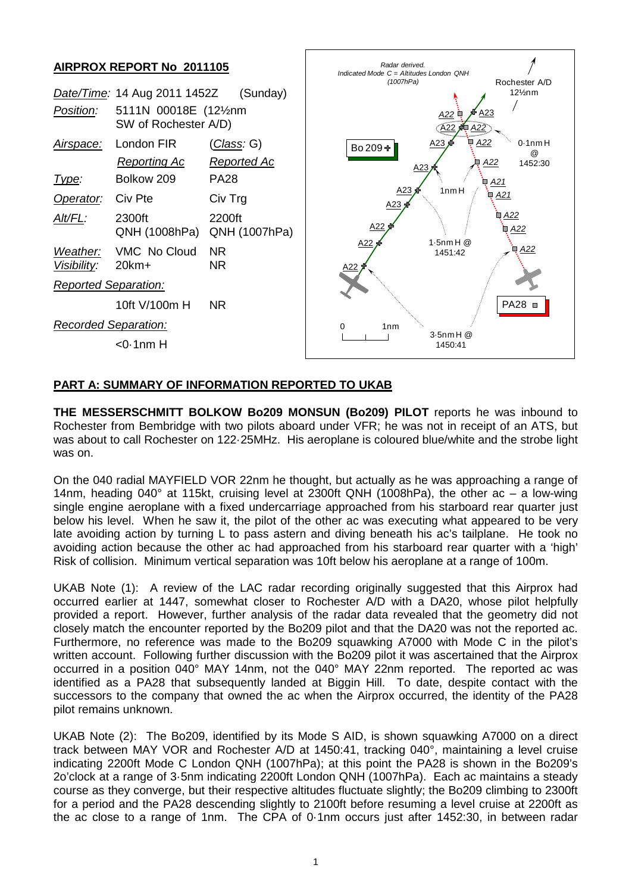## AIRPROX REPORT No 2011105

| | | |
|---|---|---|
| *Date/Time:* | 14 Aug 2011 1452Z | (Sunday) |
| *Position:* | 5111N 00018E (12½nm SW of Rochester A/D) | |
| *Airspace:* | London FIR | (*Class*: G) |
| | *Reporting Ac* | *Reported Ac* |
| *Type:* | Bolkow 209 | PA28 |
| *Operator:* | Civ Pte | Civ Trg |
| *Alt/FL:* | 2300ft QNH (1008hPa) | 2200ft QNH (1007hPa) |
| *Weather:* | VMC No Cloud | NR |
| *Visibility:* | 20km+ | NR |
| *Reported Separation:* | | |
| | 10ft V/100m H | NR |
| *Recorded Separation:* | | |
| | <0·1nm H | |

Radar derived. Indicated Mode C = Altitudes London QNH (1007hPa)

## PART A: SUMMARY OF INFORMATION REPORTED TO UKAB

**THE MESSERSCHMITT BOLKOW Bo209 MONSUN (Bo209) PILOT** reports he was inbound to Rochester from Bembridge with two pilots aboard under VFR; he was not in receipt of an ATS, but was about to call Rochester on 122·25MHz. His aeroplane is coloured blue/white and the strobe light was on.

On the 040 radial MAYFIELD VOR 22nm he thought, but actually as he was approaching a range of 14nm, heading 040° at 115kt, cruising level at 2300ft QNH (1008hPa), the other ac – a low-wing single engine aeroplane with a fixed undercarriage approached from his starboard rear quarter just below his level. When he saw it, the pilot of the other ac was executing what appeared to be very late avoiding action by turning L to pass astern and diving beneath his ac's tailplane. He took no avoiding action because the other ac had approached from his starboard rear quarter with a 'high' Risk of collision. Minimum vertical separation was 10ft below his aeroplane at a range of 100m.

UKAB Note (1): A review of the LAC radar recording originally suggested that this Airprox had occurred earlier at 1447, somewhat closer to Rochester A/D with a DA20, whose pilot helpfully provided a report. However, further analysis of the radar data revealed that the geometry did not closely match the encounter reported by the Bo209 pilot and that the DA20 was not the reported ac. Furthermore, no reference was made to the Bo209 squawking A7000 with Mode C in the pilot's written account. Following further discussion with the Bo209 pilot it was ascertained that the Airprox occurred in a position 040° MAY 14nm, not the 040° MAY 22nm reported. The reported ac was identified as a PA28 that subsequently landed at Biggin Hill. To date, despite contact with the successors to the company that owned the ac when the Airprox occurred, the identity of the PA28 pilot remains unknown.

UKAB Note (2): The Bo209, identified by its Mode S AID, is shown squawking A7000 on a direct track between MAY VOR and Rochester A/D at 1450:41, tracking 040°, maintaining a level cruise indicating 2200ft Mode C London QNH (1007hPa); at this point the PA28 is shown in the Bo209's 2o'clock at a range of 3·5nm indicating 2200ft London QNH (1007hPa). Each ac maintains a steady course as they converge, but their respective altitudes fluctuate slightly; the Bo209 climbing to 2300ft for a period and the PA28 descending slightly to 2100ft before resuming a level cruise at 2200ft as the ac close to a range of 1nm. The CPA of 0·1nm occurs just after 1452:30, in between radar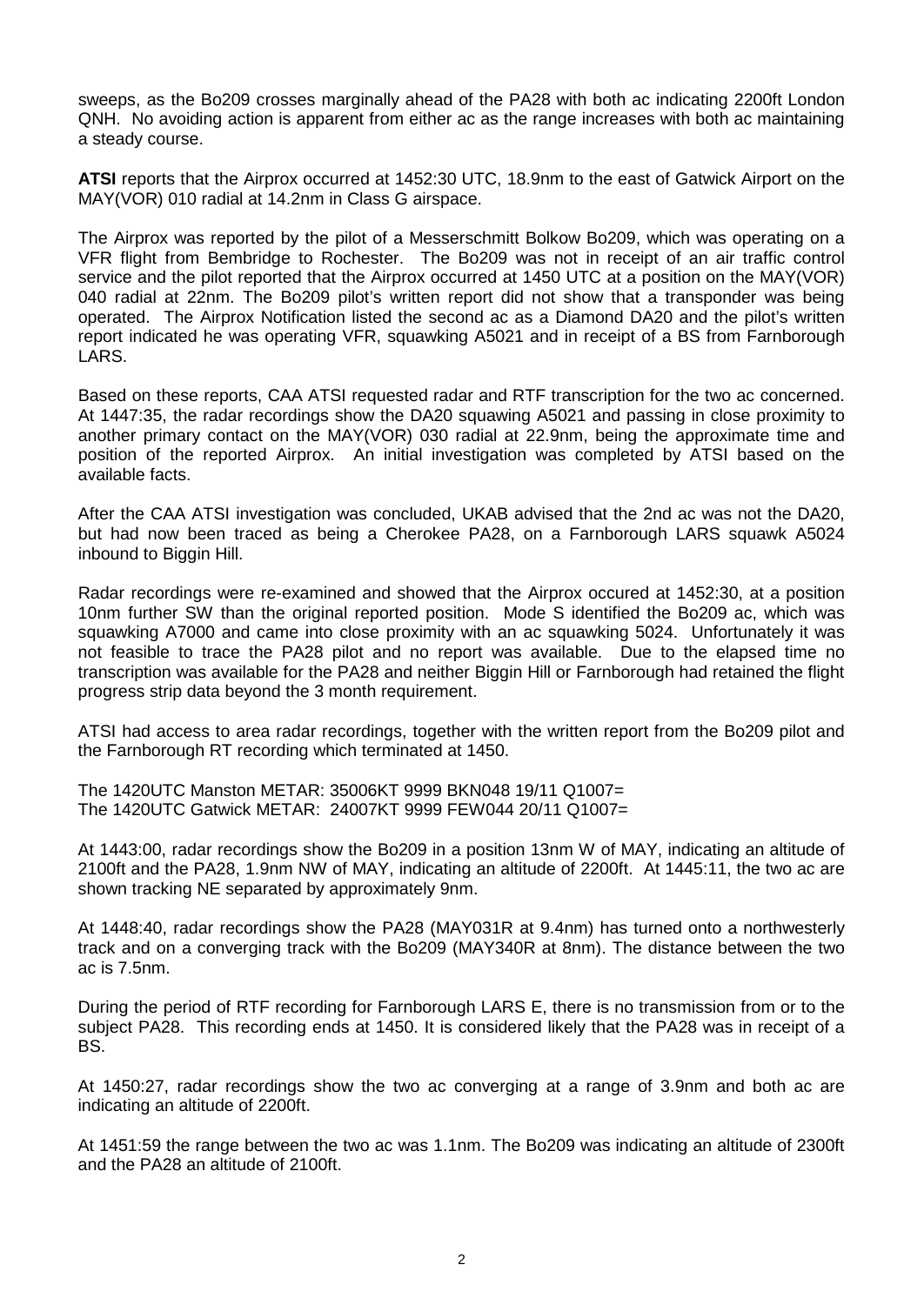sweeps, as the Bo209 crosses marginally ahead of the PA28 with both ac indicating 2200ft London QNH. No avoiding action is apparent from either ac as the range increases with both ac maintaining a steady course.

**ATSI** reports that the Airprox occurred at 1452:30 UTC, 18.9nm to the east of Gatwick Airport on the MAY(VOR) 010 radial at 14.2nm in Class G airspace.

The Airprox was reported by the pilot of a Messerschmitt Bolkow Bo209, which was operating on a VFR flight from Bembridge to Rochester. The Bo209 was not in receipt of an air traffic control service and the pilot reported that the Airprox occurred at 1450 UTC at a position on the MAY(VOR) 040 radial at 22nm. The Bo209 pilot's written report did not show that a transponder was being operated. The Airprox Notification listed the second ac as a Diamond DA20 and the pilot's written report indicated he was operating VFR, squawking A5021 and in receipt of a BS from Farnborough LARS.

Based on these reports, CAA ATSI requested radar and RTF transcription for the two ac concerned. At 1447:35, the radar recordings show the DA20 squawing A5021 and passing in close proximity to another primary contact on the MAY(VOR) 030 radial at 22.9nm, being the approximate time and position of the reported Airprox. An initial investigation was completed by ATSI based on the available facts.

After the CAA ATSI investigation was concluded, UKAB advised that the 2nd ac was not the DA20, but had now been traced as being a Cherokee PA28, on a Farnborough LARS squawk A5024 inbound to Biggin Hill.

Radar recordings were re-examined and showed that the Airprox occured at 1452:30, at a position 10nm further SW than the original reported position. Mode S identified the Bo209 ac, which was squawking A7000 and came into close proximity with an ac squawking 5024. Unfortunately it was not feasible to trace the PA28 pilot and no report was available. Due to the elapsed time no transcription was available for the PA28 and neither Biggin Hill or Farnborough had retained the flight progress strip data beyond the 3 month requirement.

ATSI had access to area radar recordings, together with the written report from the Bo209 pilot and the Farnborough RT recording which terminated at 1450.

The 1420UTC Manston METAR: 35006KT 9999 BKN048 19/11 Q1007=
The 1420UTC Gatwick METAR: 24007KT 9999 FEW044 20/11 Q1007=

At 1443:00, radar recordings show the Bo209 in a position 13nm W of MAY, indicating an altitude of 2100ft and the PA28, 1.9nm NW of MAY, indicating an altitude of 2200ft. At 1445:11, the two ac are shown tracking NE separated by approximately 9nm.

At 1448:40, radar recordings show the PA28 (MAY031R at 9.4nm) has turned onto a northwesterly track and on a converging track with the Bo209 (MAY340R at 8nm). The distance between the two ac is 7.5nm.

During the period of RTF recording for Farnborough LARS E, there is no transmission from or to the subject PA28. This recording ends at 1450. It is considered likely that the PA28 was in receipt of a BS.

At 1450:27, radar recordings show the two ac converging at a range of 3.9nm and both ac are indicating an altitude of 2200ft.

At 1451:59 the range between the two ac was 1.1nm. The Bo209 was indicating an altitude of 2300ft and the PA28 an altitude of 2100ft.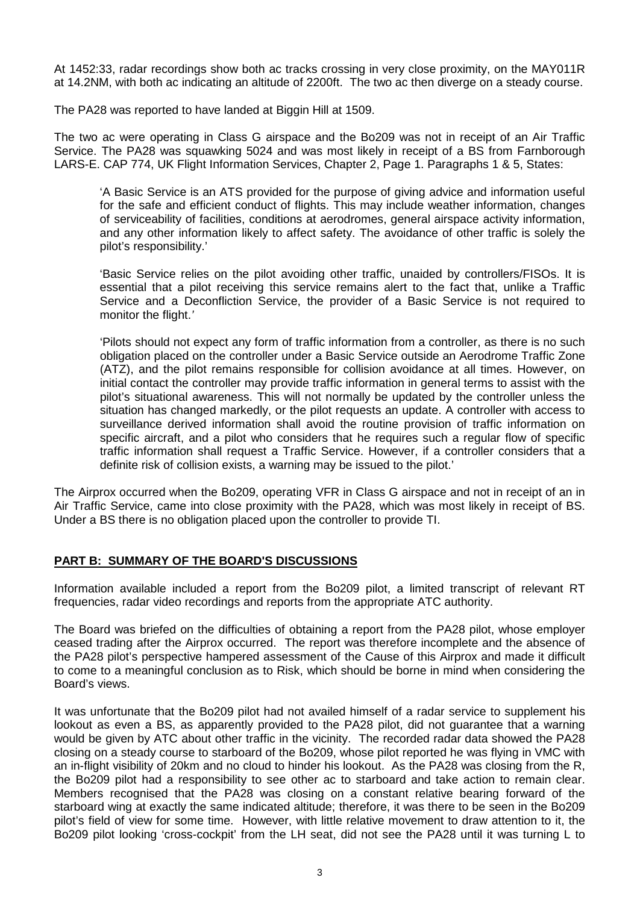At 1452:33, radar recordings show both ac tracks crossing in very close proximity, on the MAY011R at 14.2NM, with both ac indicating an altitude of 2200ft. The two ac then diverge on a steady course.

The PA28 was reported to have landed at Biggin Hill at 1509.

The two ac were operating in Class G airspace and the Bo209 was not in receipt of an Air Traffic Service. The PA28 was squawking 5024 and was most likely in receipt of a BS from Farnborough LARS-E. CAP 774, UK Flight Information Services, Chapter 2, Page 1. Paragraphs 1 & 5, States:

> 'A Basic Service is an ATS provided for the purpose of giving advice and information useful for the safe and efficient conduct of flights. This may include weather information, changes of serviceability of facilities, conditions at aerodromes, general airspace activity information, and any other information likely to affect safety. The avoidance of other traffic is solely the pilot's responsibility.'
>
> 'Basic Service relies on the pilot avoiding other traffic, unaided by controllers/FISOs. It is essential that a pilot receiving this service remains alert to the fact that, unlike a Traffic Service and a Deconfliction Service, the provider of a Basic Service is not required to monitor the flight.'
>
> 'Pilots should not expect any form of traffic information from a controller, as there is no such obligation placed on the controller under a Basic Service outside an Aerodrome Traffic Zone (ATZ), and the pilot remains responsible for collision avoidance at all times. However, on initial contact the controller may provide traffic information in general terms to assist with the pilot's situational awareness. This will not normally be updated by the controller unless the situation has changed markedly, or the pilot requests an update. A controller with access to surveillance derived information shall avoid the routine provision of traffic information on specific aircraft, and a pilot who considers that he requires such a regular flow of specific traffic information shall request a Traffic Service. However, if a controller considers that a definite risk of collision exists, a warning may be issued to the pilot.'

The Airprox occurred when the Bo209, operating VFR in Class G airspace and not in receipt of an in Air Traffic Service, came into close proximity with the PA28, which was most likely in receipt of BS. Under a BS there is no obligation placed upon the controller to provide TI.

## PART B: SUMMARY OF THE BOARD'S DISCUSSIONS

Information available included a report from the Bo209 pilot, a limited transcript of relevant RT frequencies, radar video recordings and reports from the appropriate ATC authority.

The Board was briefed on the difficulties of obtaining a report from the PA28 pilot, whose employer ceased trading after the Airprox occurred. The report was therefore incomplete and the absence of the PA28 pilot's perspective hampered assessment of the Cause of this Airprox and made it difficult to come to a meaningful conclusion as to Risk, which should be borne in mind when considering the Board's views.

It was unfortunate that the Bo209 pilot had not availed himself of a radar service to supplement his lookout as even a BS, as apparently provided to the PA28 pilot, did not guarantee that a warning would be given by ATC about other traffic in the vicinity. The recorded radar data showed the PA28 closing on a steady course to starboard of the Bo209, whose pilot reported he was flying in VMC with an in-flight visibility of 20km and no cloud to hinder his lookout. As the PA28 was closing from the R, the Bo209 pilot had a responsibility to see other ac to starboard and take action to remain clear. Members recognised that the PA28 was closing on a constant relative bearing forward of the starboard wing at exactly the same indicated altitude; therefore, it was there to be seen in the Bo209 pilot's field of view for some time. However, with little relative movement to draw attention to it, the Bo209 pilot looking 'cross-cockpit' from the LH seat, did not see the PA28 until it was turning L to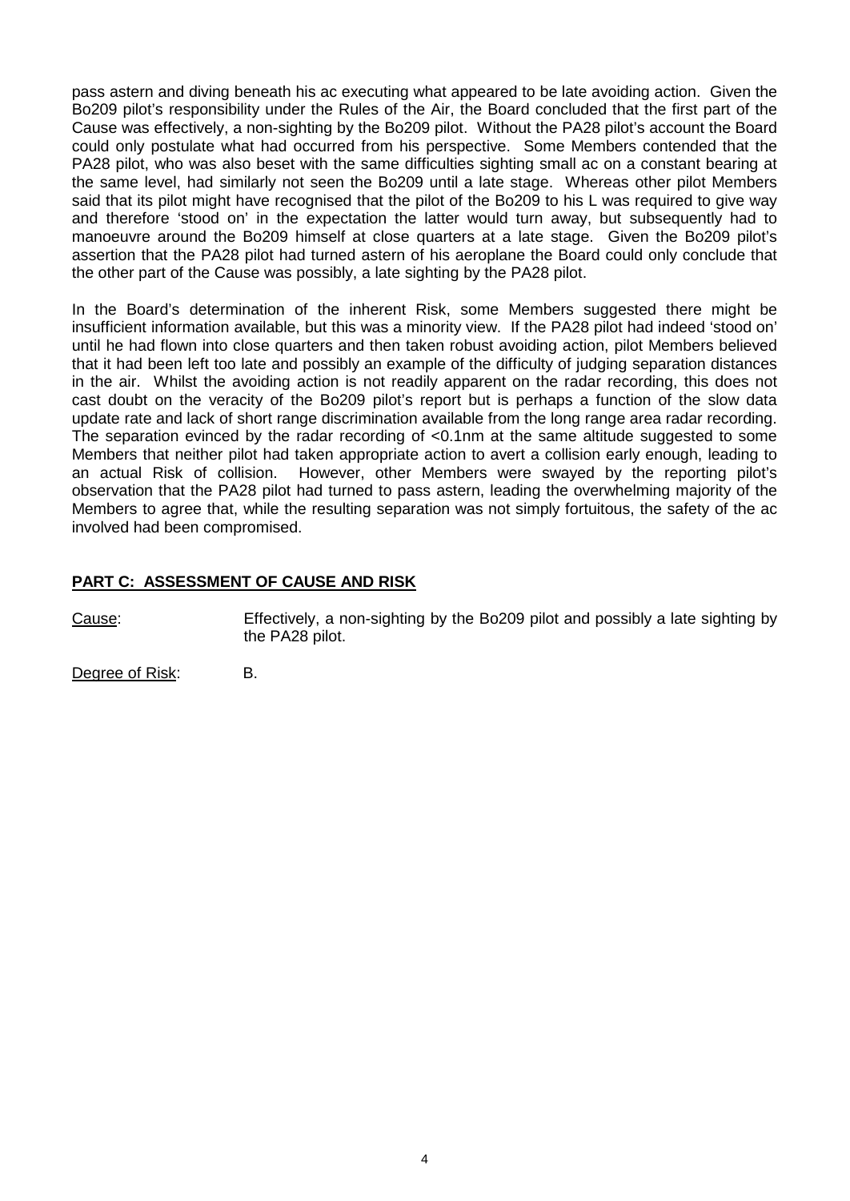pass astern and diving beneath his ac executing what appeared to be late avoiding action. Given the Bo209 pilot's responsibility under the Rules of the Air, the Board concluded that the first part of the Cause was effectively, a non-sighting by the Bo209 pilot. Without the PA28 pilot's account the Board could only postulate what had occurred from his perspective. Some Members contended that the PA28 pilot, who was also beset with the same difficulties sighting small ac on a constant bearing at the same level, had similarly not seen the Bo209 until a late stage. Whereas other pilot Members said that its pilot might have recognised that the pilot of the Bo209 to his L was required to give way and therefore 'stood on' in the expectation the latter would turn away, but subsequently had to manoeuvre around the Bo209 himself at close quarters at a late stage. Given the Bo209 pilot's assertion that the PA28 pilot had turned astern of his aeroplane the Board could only conclude that the other part of the Cause was possibly, a late sighting by the PA28 pilot.

In the Board's determination of the inherent Risk, some Members suggested there might be insufficient information available, but this was a minority view. If the PA28 pilot had indeed 'stood on' until he had flown into close quarters and then taken robust avoiding action, pilot Members believed that it had been left too late and possibly an example of the difficulty of judging separation distances in the air. Whilst the avoiding action is not readily apparent on the radar recording, this does not cast doubt on the veracity of the Bo209 pilot's report but is perhaps a function of the slow data update rate and lack of short range discrimination available from the long range area radar recording. The separation evinced by the radar recording of <0.1nm at the same altitude suggested to some Members that neither pilot had taken appropriate action to avert a collision early enough, leading to an actual Risk of collision. However, other Members were swayed by the reporting pilot's observation that the PA28 pilot had turned to pass astern, leading the overwhelming majority of the Members to agree that, while the resulting separation was not simply fortuitous, the safety of the ac involved had been compromised.

## PART C: ASSESSMENT OF CAUSE AND RISK

Cause: Effectively, a non-sighting by the Bo209 pilot and possibly a late sighting by the PA28 pilot.

Degree of Risk: B.